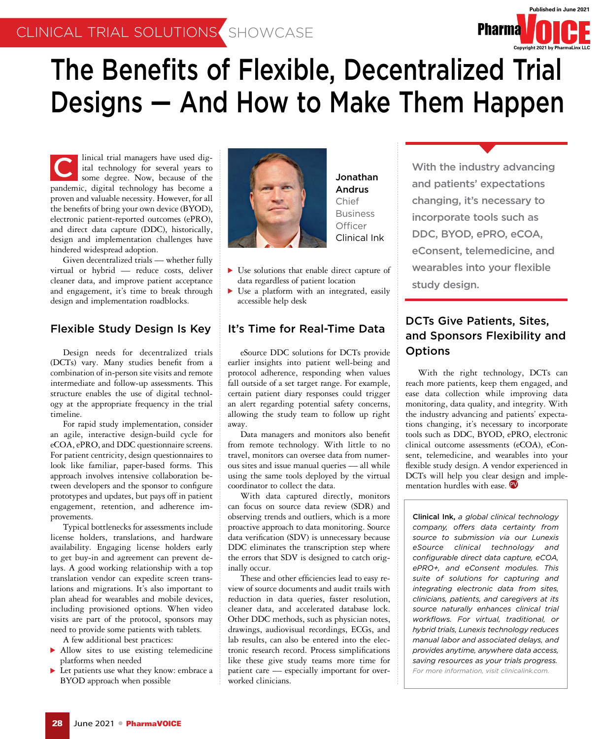CLINICAL TRIAL SOLUTIONS SHOWCASE

# The Benefits of Flexible, Decentralized Trial Designs — And How to Make Them Happen

Clinical trial managers have used digital technology for several years to some degree. Now, because of the pandemic, digital technology has become a proven and valuable necessity. However, for all the benefits of bring your own device (BYOD), electronic patient-reported outcomes (ePRO), and direct data capture (DDC), historically, design and implementation challenges have hindered widespread adoption.

Given decentralized trials — whether fully virtual or hybrid — reduce costs, deliver cleaner data, and improve patient acceptance and engagement, it's time to break through design and implementation roadblocks.

**Jonathan Andrus**
Chief Business Officer
Clinical Ink

## Flexible Study Design Is Key

Design needs for decentralized trials (DCTs) vary. Many studies benefit from a combination of in-person site visits and remote intermediate and follow-up assessments. This structure enables the use of digital technology at the appropriate frequency in the trial timeline.

For rapid study implementation, consider an agile, interactive design-build cycle for eCOA, ePRO, and DDC questionnaire screens. For patient centricity, design questionnaires to look like familiar, paper-based forms. This approach involves intensive collaboration between developers and the sponsor to configure prototypes and updates, but pays off in patient engagement, retention, and adherence improvements.

Typical bottlenecks for assessments include license holders, translations, and hardware availability. Engaging license holders early to get buy-in and agreement can prevent delays. A good working relationship with a top translation vendor can expedite screen translations and migrations. It's also important to plan ahead for wearables and mobile devices, including provisioned options. When video visits are part of the protocol, sponsors may need to provide some patients with tablets.

A few additional best practices:

- Allow sites to use existing telemedicine platforms when needed
- Let patients use what they know: embrace a BYOD approach when possible
- Use solutions that enable direct capture of data regardless of patient location
- Use a platform with an integrated, easily accessible help desk

## It's Time for Real-Time Data

eSource DDC solutions for DCTs provide earlier insights into patient well-being and protocol adherence, responding when values fall outside of a set target range. For example, certain patient diary responses could trigger an alert regarding potential safety concerns, allowing the study team to follow up right away.

Data managers and monitors also benefit from remote technology. With little to no travel, monitors can oversee data from numerous sites and issue manual queries — all while using the same tools deployed by the virtual coordinator to collect the data.

With data captured directly, monitors can focus on source data review (SDR) and observing trends and outliers, which is a more proactive approach to data monitoring. Source data verification (SDV) is unnecessary because DDC eliminates the transcription step where the errors that SDV is designed to catch originally occur.

These and other efficiencies lead to easy review of source documents and audit trails with reduction in data queries, faster resolution, cleaner data, and accelerated database lock. Other DDC methods, such as physician notes, drawings, audiovisual recordings, ECGs, and lab results, can also be entered into the electronic research record. Process simplifications like these give study teams more time for patient care — especially important for overworked clinicians.

> With the industry advancing and patients' expectations changing, it's necessary to incorporate tools such as DDC, BYOD, ePRO, eCOA, eConsent, telemedicine, and wearables into your flexible study design.

## DCTs Give Patients, Sites, and Sponsors Flexibility and Options

With the right technology, DCTs can reach more patients, keep them engaged, and ease data collection while improving data monitoring, data quality, and integrity. With the industry advancing and patients' expectations changing, it's necessary to incorporate tools such as DDC, BYOD, ePRO, electronic clinical outcome assessments (eCOA), eConsent, telemedicine, and wearables into your flexible study design. A vendor experienced in DCTs will help you clear design and implementation hurdles with ease.

**Clinical Ink,** *a global clinical technology company, offers data certainty from source to submission via our Lunexis eSource clinical technology and configurable direct data capture, eCOA, ePRO+, and eConsent modules. This suite of solutions for capturing and integrating electronic data from sites, clinicians, patients, and caregivers at its source naturally enhances clinical trial workflows. For virtual, traditional, or hybrid trials, Lunexis technology reduces manual labor and associated delays, and provides anytime, anywhere data access, saving resources as your trials progress.*

*For more information, visit clinicalink.com.*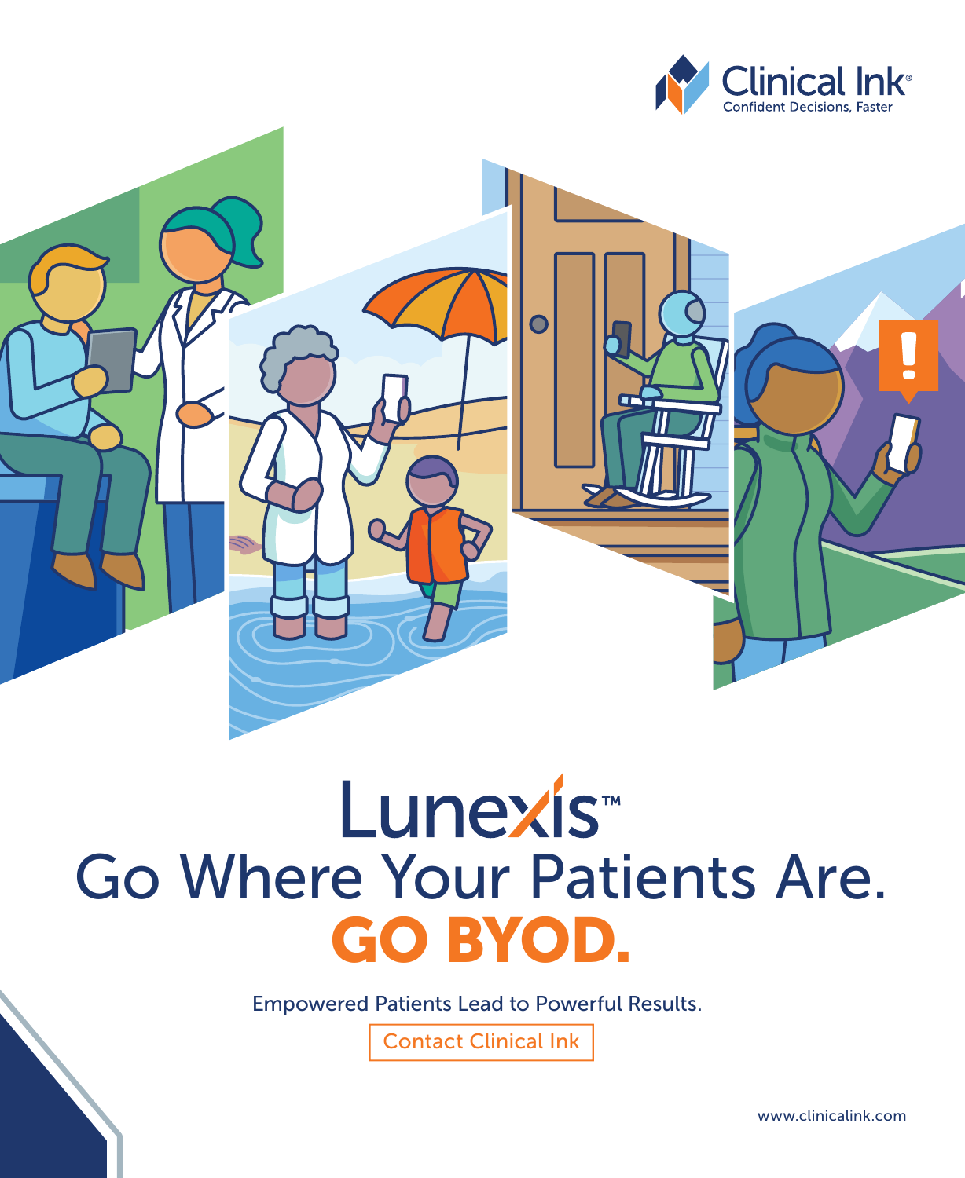Clinical Ink®
Confident Decisions, Faster

# Lunexis™

## Go Where Your Patients Are.

## GO BYOD.

Empowered Patients Lead to Powerful Results.

Contact Clinical Ink

www.clinicalink.com